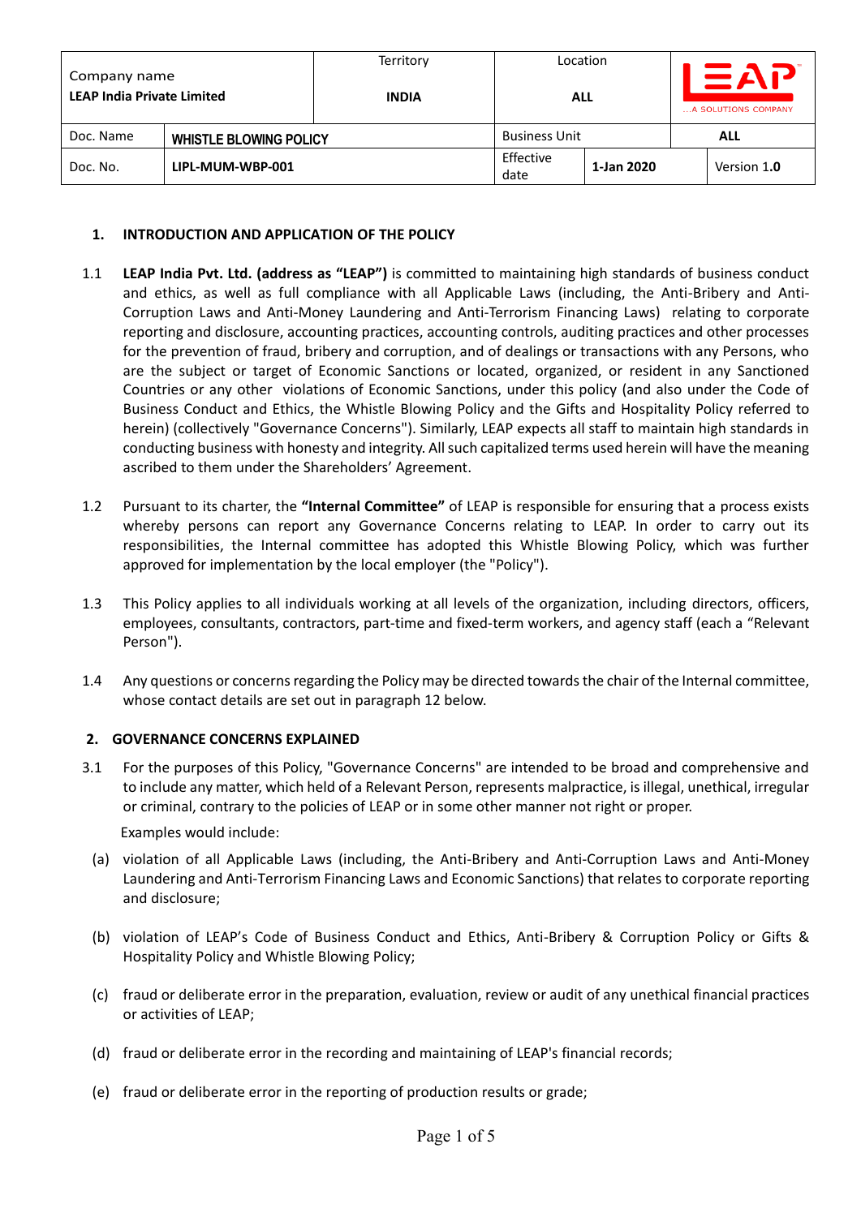| Company name<br>**LEAP India Private Limited** | | Territory<br>**INDIA** | Location<br>**ALL** | | LEAP ...A SOLUTIONS COMPANY |
|---|---|---|---|---|---|
| Doc. Name | **WHISTLE BLOWING POLICY** | | Business Unit | | **ALL** |
| Doc. No. | **LIPL-MUM-WBP-001** | | Effective date | **1-Jan 2020** | Version 1.**0** |

## 1. INTRODUCTION AND APPLICATION OF THE POLICY

1.1 **LEAP India Pvt. Ltd. (address as "LEAP")** is committed to maintaining high standards of business conduct and ethics, as well as full compliance with all Applicable Laws (including, the Anti-Bribery and Anti-Corruption Laws and Anti-Money Laundering and Anti-Terrorism Financing Laws) relating to corporate reporting and disclosure, accounting practices, accounting controls, auditing practices and other processes for the prevention of fraud, bribery and corruption, and of dealings or transactions with any Persons, who are the subject or target of Economic Sanctions or located, organized, or resident in any Sanctioned Countries or any other violations of Economic Sanctions, under this policy (and also under the Code of Business Conduct and Ethics, the Whistle Blowing Policy and the Gifts and Hospitality Policy referred to herein) (collectively "Governance Concerns"). Similarly, LEAP expects all staff to maintain high standards in conducting business with honesty and integrity. All such capitalized terms used herein will have the meaning ascribed to them under the Shareholders' Agreement.

1.2 Pursuant to its charter, the **"Internal Committee"** of LEAP is responsible for ensuring that a process exists whereby persons can report any Governance Concerns relating to LEAP. In order to carry out its responsibilities, the Internal committee has adopted this Whistle Blowing Policy, which was further approved for implementation by the local employer (the "Policy").

1.3 This Policy applies to all individuals working at all levels of the organization, including directors, officers, employees, consultants, contractors, part-time and fixed-term workers, and agency staff (each a "Relevant Person").

1.4 Any questions or concerns regarding the Policy may be directed towards the chair of the Internal committee, whose contact details are set out in paragraph 12 below.

## 2. GOVERNANCE CONCERNS EXPLAINED

3.1 For the purposes of this Policy, "Governance Concerns" are intended to be broad and comprehensive and to include any matter, which held of a Relevant Person, represents malpractice, is illegal, unethical, irregular or criminal, contrary to the policies of LEAP or in some other manner not right or proper.

Examples would include:

(a) violation of all Applicable Laws (including, the Anti-Bribery and Anti-Corruption Laws and Anti-Money Laundering and Anti-Terrorism Financing Laws and Economic Sanctions) that relates to corporate reporting and disclosure;

(b) violation of LEAP's Code of Business Conduct and Ethics, Anti-Bribery & Corruption Policy or Gifts & Hospitality Policy and Whistle Blowing Policy;

(c) fraud or deliberate error in the preparation, evaluation, review or audit of any unethical financial practices or activities of LEAP;

(d) fraud or deliberate error in the recording and maintaining of LEAP's financial records;

(e) fraud or deliberate error in the reporting of production results or grade;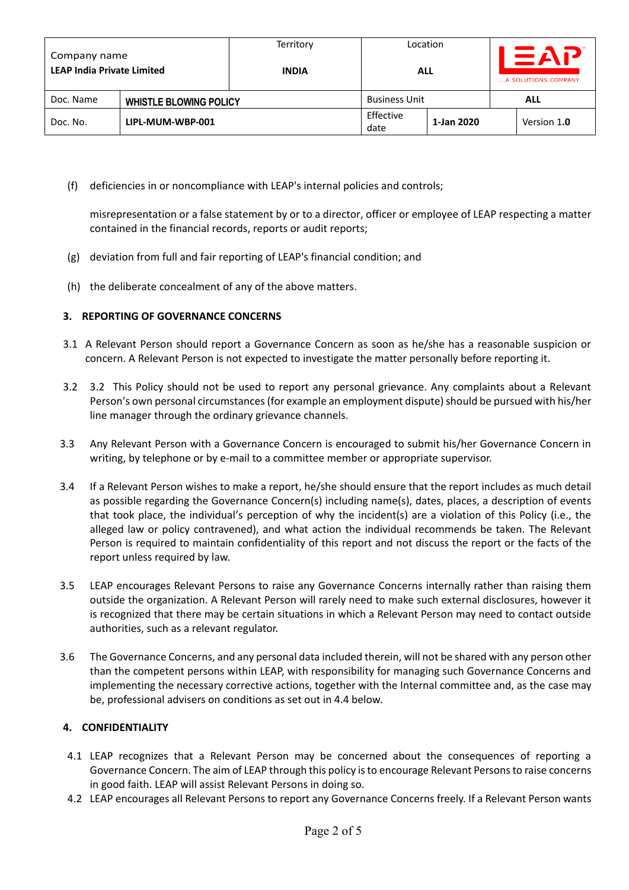(f) deficiencies in or noncompliance with LEAP's internal policies and controls;

misrepresentation or a false statement by or to a director, officer or employee of LEAP respecting a matter contained in the financial records, reports or audit reports;

(g) deviation from full and fair reporting of LEAP's financial condition; and

(h) the deliberate concealment of any of the above matters.

## 3. REPORTING OF GOVERNANCE CONCERNS

3.1 A Relevant Person should report a Governance Concern as soon as he/she has a reasonable suspicion or concern. A Relevant Person is not expected to investigate the matter personally before reporting it.

3.2 3.2 This Policy should not be used to report any personal grievance. Any complaints about a Relevant Person's own personal circumstances (for example an employment dispute) should be pursued with his/her line manager through the ordinary grievance channels.

3.3 Any Relevant Person with a Governance Concern is encouraged to submit his/her Governance Concern in writing, by telephone or by e-mail to a committee member or appropriate supervisor.

3.4 If a Relevant Person wishes to make a report, he/she should ensure that the report includes as much detail as possible regarding the Governance Concern(s) including name(s), dates, places, a description of events that took place, the individual's perception of why the incident(s) are a violation of this Policy (i.e., the alleged law or policy contravened), and what action the individual recommends be taken. The Relevant Person is required to maintain confidentiality of this report and not discuss the report or the facts of the report unless required by law.

3.5 LEAP encourages Relevant Persons to raise any Governance Concerns internally rather than raising them outside the organization. A Relevant Person will rarely need to make such external disclosures, however it is recognized that there may be certain situations in which a Relevant Person may need to contact outside authorities, such as a relevant regulator.

3.6 The Governance Concerns, and any personal data included therein, will not be shared with any person other than the competent persons within LEAP, with responsibility for managing such Governance Concerns and implementing the necessary corrective actions, together with the Internal committee and, as the case may be, professional advisers on conditions as set out in 4.4 below.

## 4. CONFIDENTIALITY

4.1 LEAP recognizes that a Relevant Person may be concerned about the consequences of reporting a Governance Concern. The aim of LEAP through this policy is to encourage Relevant Persons to raise concerns in good faith. LEAP will assist Relevant Persons in doing so.

4.2 LEAP encourages all Relevant Persons to report any Governance Concerns freely. If a Relevant Person wants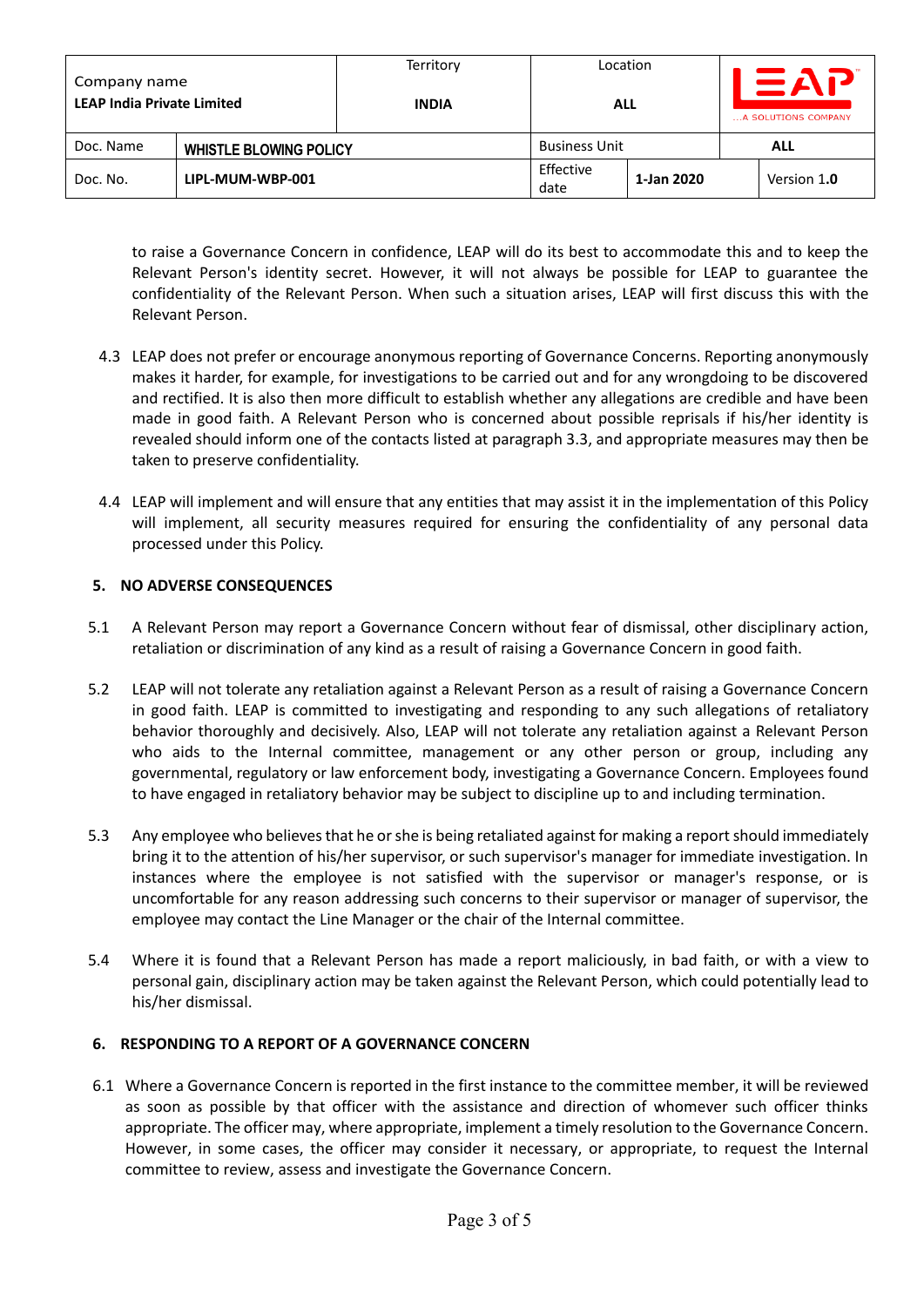to raise a Governance Concern in confidence, LEAP will do its best to accommodate this and to keep the Relevant Person's identity secret. However, it will not always be possible for LEAP to guarantee the confidentiality of the Relevant Person. When such a situation arises, LEAP will first discuss this with the Relevant Person.

4.3 LEAP does not prefer or encourage anonymous reporting of Governance Concerns. Reporting anonymously makes it harder, for example, for investigations to be carried out and for any wrongdoing to be discovered and rectified. It is also then more difficult to establish whether any allegations are credible and have been made in good faith. A Relevant Person who is concerned about possible reprisals if his/her identity is revealed should inform one of the contacts listed at paragraph 3.3, and appropriate measures may then be taken to preserve confidentiality.

4.4 LEAP will implement and will ensure that any entities that may assist it in the implementation of this Policy will implement, all security measures required for ensuring the confidentiality of any personal data processed under this Policy.

## 5. NO ADVERSE CONSEQUENCES

5.1 A Relevant Person may report a Governance Concern without fear of dismissal, other disciplinary action, retaliation or discrimination of any kind as a result of raising a Governance Concern in good faith.

5.2 LEAP will not tolerate any retaliation against a Relevant Person as a result of raising a Governance Concern in good faith. LEAP is committed to investigating and responding to any such allegations of retaliatory behavior thoroughly and decisively. Also, LEAP will not tolerate any retaliation against a Relevant Person who aids to the Internal committee, management or any other person or group, including any governmental, regulatory or law enforcement body, investigating a Governance Concern. Employees found to have engaged in retaliatory behavior may be subject to discipline up to and including termination.

5.3 Any employee who believes that he or she is being retaliated against for making a report should immediately bring it to the attention of his/her supervisor, or such supervisor's manager for immediate investigation. In instances where the employee is not satisfied with the supervisor or manager's response, or is uncomfortable for any reason addressing such concerns to their supervisor or manager of supervisor, the employee may contact the Line Manager or the chair of the Internal committee.

5.4 Where it is found that a Relevant Person has made a report maliciously, in bad faith, or with a view to personal gain, disciplinary action may be taken against the Relevant Person, which could potentially lead to his/her dismissal.

## 6. RESPONDING TO A REPORT OF A GOVERNANCE CONCERN

6.1 Where a Governance Concern is reported in the first instance to the committee member, it will be reviewed as soon as possible by that officer with the assistance and direction of whomever such officer thinks appropriate. The officer may, where appropriate, implement a timely resolution to the Governance Concern. However, in some cases, the officer may consider it necessary, or appropriate, to request the Internal committee to review, assess and investigate the Governance Concern.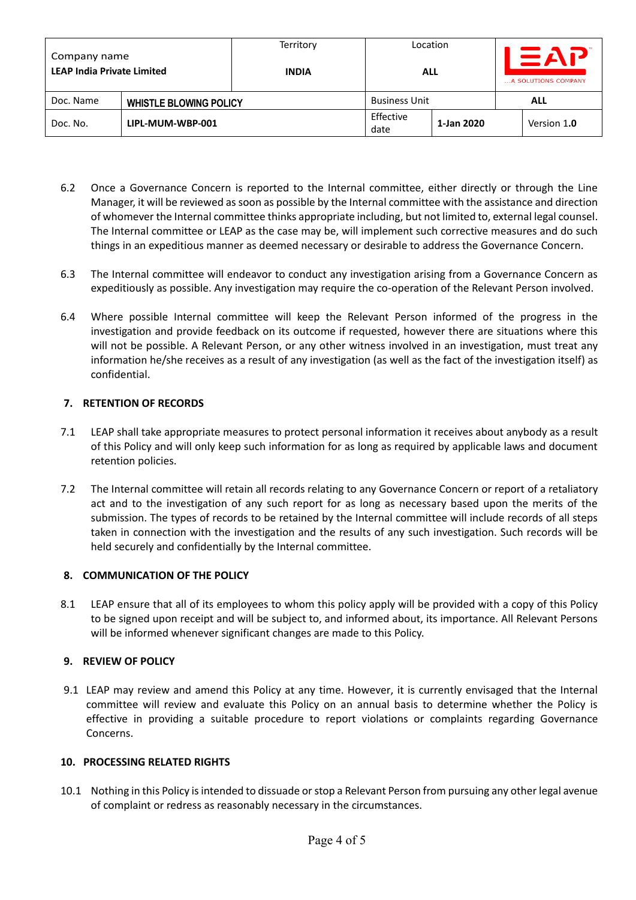6.2 Once a Governance Concern is reported to the Internal committee, either directly or through the Line Manager, it will be reviewed as soon as possible by the Internal committee with the assistance and direction of whomever the Internal committee thinks appropriate including, but not limited to, external legal counsel. The Internal committee or LEAP as the case may be, will implement such corrective measures and do such things in an expeditious manner as deemed necessary or desirable to address the Governance Concern.

6.3 The Internal committee will endeavor to conduct any investigation arising from a Governance Concern as expeditiously as possible. Any investigation may require the co-operation of the Relevant Person involved.

6.4 Where possible Internal committee will keep the Relevant Person informed of the progress in the investigation and provide feedback on its outcome if requested, however there are situations where this will not be possible. A Relevant Person, or any other witness involved in an investigation, must treat any information he/she receives as a result of any investigation (as well as the fact of the investigation itself) as confidential.

## 7. RETENTION OF RECORDS

7.1 LEAP shall take appropriate measures to protect personal information it receives about anybody as a result of this Policy and will only keep such information for as long as required by applicable laws and document retention policies.

7.2 The Internal committee will retain all records relating to any Governance Concern or report of a retaliatory act and to the investigation of any such report for as long as necessary based upon the merits of the submission. The types of records to be retained by the Internal committee will include records of all steps taken in connection with the investigation and the results of any such investigation. Such records will be held securely and confidentially by the Internal committee.

## 8. COMMUNICATION OF THE POLICY

8.1 LEAP ensure that all of its employees to whom this policy apply will be provided with a copy of this Policy to be signed upon receipt and will be subject to, and informed about, its importance. All Relevant Persons will be informed whenever significant changes are made to this Policy.

## 9. REVIEW OF POLICY

9.1 LEAP may review and amend this Policy at any time. However, it is currently envisaged that the Internal committee will review and evaluate this Policy on an annual basis to determine whether the Policy is effective in providing a suitable procedure to report violations or complaints regarding Governance Concerns.

## 10. PROCESSING RELATED RIGHTS

10.1 Nothing in this Policy is intended to dissuade or stop a Relevant Person from pursuing any other legal avenue of complaint or redress as reasonably necessary in the circumstances.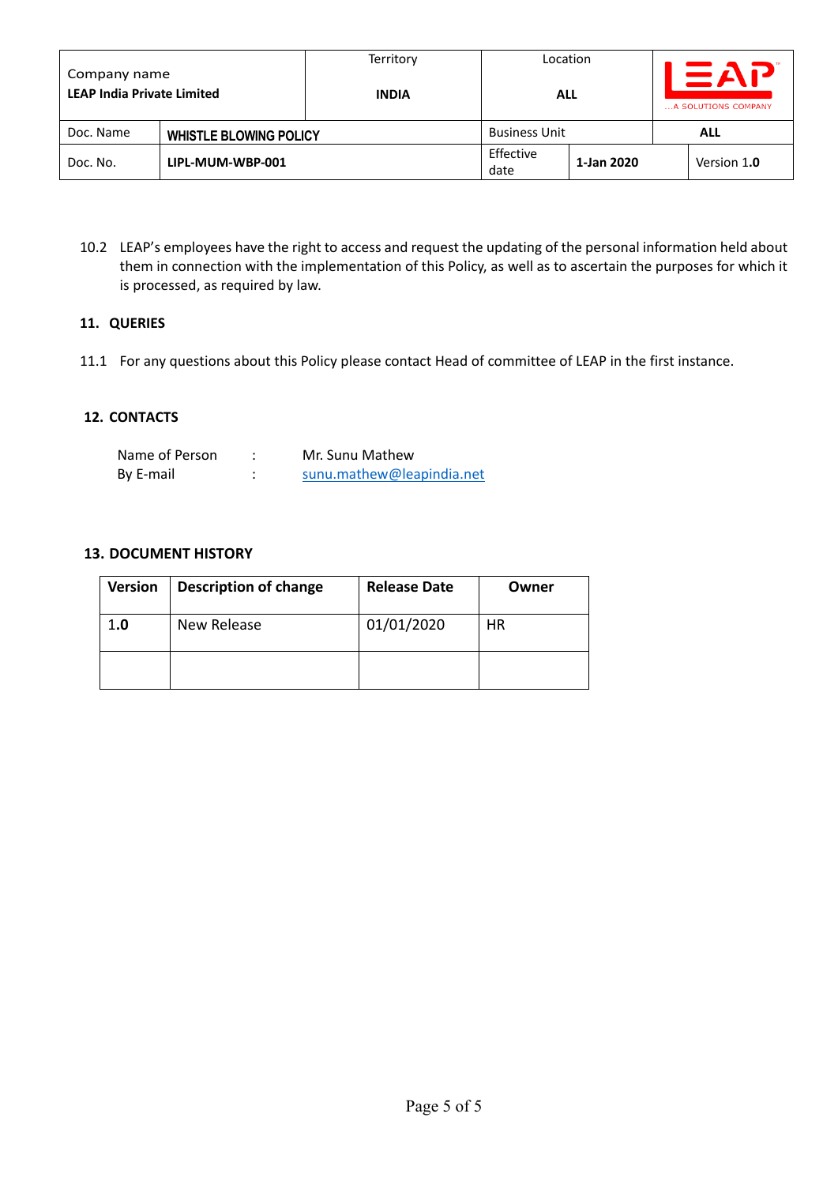10.2 LEAP's employees have the right to access and request the updating of the personal information held about them in connection with the implementation of this Policy, as well as to ascertain the purposes for which it is processed, as required by law.

## 11. QUERIES

11.1 For any questions about this Policy please contact Head of committee of LEAP in the first instance.

## 12. CONTACTS

Name of Person : Mr. Sunu Mathew
By E-mail : sunu.mathew@leapindia.net

## 13. DOCUMENT HISTORY

| Version | Description of change | Release Date | Owner |
|---|---|---|---|
| 1.0 | New Release | 01/01/2020 | HR |
| | | | |